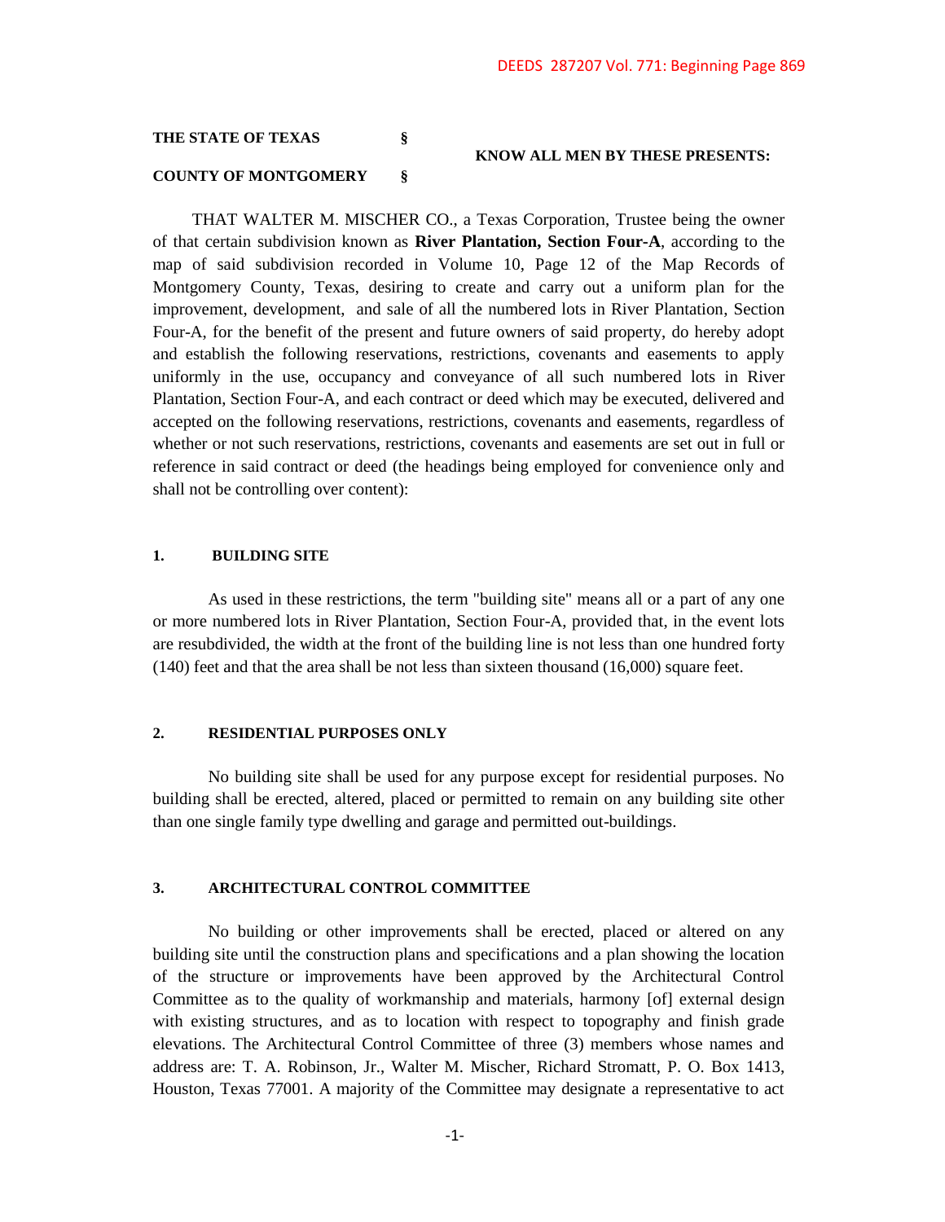DEEDS 287207 Vol. 771: Beginning Page 869

**THE STATE OF TEXAS §**

**KNOW ALL MEN BY THESE PRESENTS:**

**COUNTY OF MONTGOMERY §**

THAT WALTER M. MISCHER CO., a Texas Corporation, Trustee being the owner of that certain subdivision known as **River Plantation, Section Four-A**, according to the map of said subdivision recorded in Volume 10, Page 12 of the Map Records of Montgomery County, Texas, desiring to create and carry out a uniform plan for the improvement, development, and sale of all the numbered lots in River Plantation, Section Four-A, for the benefit of the present and future owners of said property, do hereby adopt and establish the following reservations, restrictions, covenants and easements to apply uniformly in the use, occupancy and conveyance of all such numbered lots in River Plantation, Section Four-A, and each contract or deed which may be executed, delivered and accepted on the following reservations, restrictions, covenants and easements, regardless of whether or not such reservations, restrictions, covenants and easements are set out in full or reference in said contract or deed (the headings being employed for convenience only and shall not be controlling over content):

## 1. BUILDING SITE

As used in these restrictions, the term "building site" means all or a part of any one or more numbered lots in River Plantation, Section Four-A, provided that, in the event lots are resubdivided, the width at the front of the building line is not less than one hundred forty (140) feet and that the area shall be not less than sixteen thousand (16,000) square feet.

## 2. RESIDENTIAL PURPOSES ONLY

No building site shall be used for any purpose except for residential purposes. No building shall be erected, altered, placed or permitted to remain on any building site other than one single family type dwelling and garage and permitted out-buildings.

## 3. ARCHITECTURAL CONTROL COMMITTEE

No building or other improvements shall be erected, placed or altered on any building site until the construction plans and specifications and a plan showing the location of the structure or improvements have been approved by the Architectural Control Committee as to the quality of workmanship and materials, harmony [of] external design with existing structures, and as to location with respect to topography and finish grade elevations. The Architectural Control Committee of three (3) members whose names and address are: T. A. Robinson, Jr., Walter M. Mischer, Richard Stromatt, P. O. Box 1413, Houston, Texas 77001. A majority of the Committee may designate a representative to act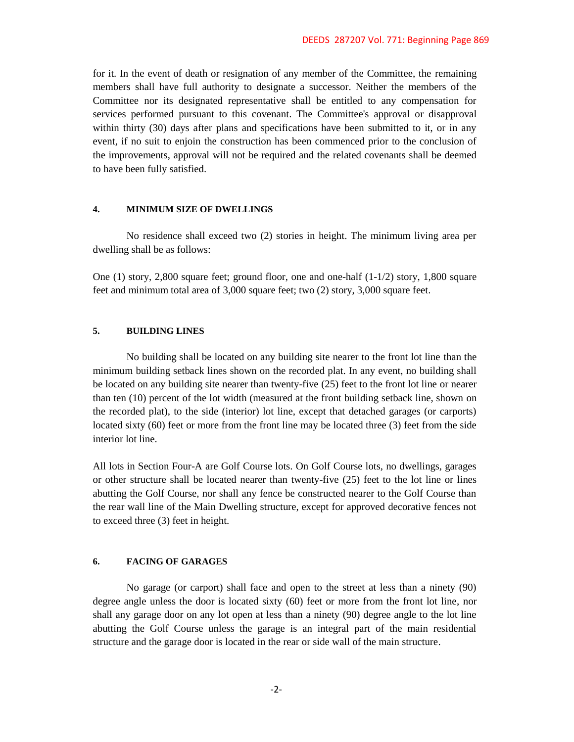for it. In the event of death or resignation of any member of the Committee, the remaining members shall have full authority to designate a successor. Neither the members of the Committee nor its designated representative shall be entitled to any compensation for services performed pursuant to this covenant. The Committee's approval or disapproval within thirty (30) days after plans and specifications have been submitted to it, or in any event, if no suit to enjoin the construction has been commenced prior to the conclusion of the improvements, approval will not be required and the related covenants shall be deemed to have been fully satisfied.

### 4. MINIMUM SIZE OF DWELLINGS

No residence shall exceed two (2) stories in height. The minimum living area per dwelling shall be as follows:

One (1) story, 2,800 square feet; ground floor, one and one-half (1-1/2) story, 1,800 square feet and minimum total area of 3,000 square feet; two (2) story, 3,000 square feet.

### 5. BUILDING LINES

No building shall be located on any building site nearer to the front lot line than the minimum building setback lines shown on the recorded plat. In any event, no building shall be located on any building site nearer than twenty-five (25) feet to the front lot line or nearer than ten (10) percent of the lot width (measured at the front building setback line, shown on the recorded plat), to the side (interior) lot line, except that detached garages (or carports) located sixty (60) feet or more from the front line may be located three (3) feet from the side interior lot line.

All lots in Section Four-A are Golf Course lots. On Golf Course lots, no dwellings, garages or other structure shall be located nearer than twenty-five (25) feet to the lot line or lines abutting the Golf Course, nor shall any fence be constructed nearer to the Golf Course than the rear wall line of the Main Dwelling structure, except for approved decorative fences not to exceed three (3) feet in height.

### 6. FACING OF GARAGES

No garage (or carport) shall face and open to the street at less than a ninety (90) degree angle unless the door is located sixty (60) feet or more from the front lot line, nor shall any garage door on any lot open at less than a ninety (90) degree angle to the lot line abutting the Golf Course unless the garage is an integral part of the main residential structure and the garage door is located in the rear or side wall of the main structure.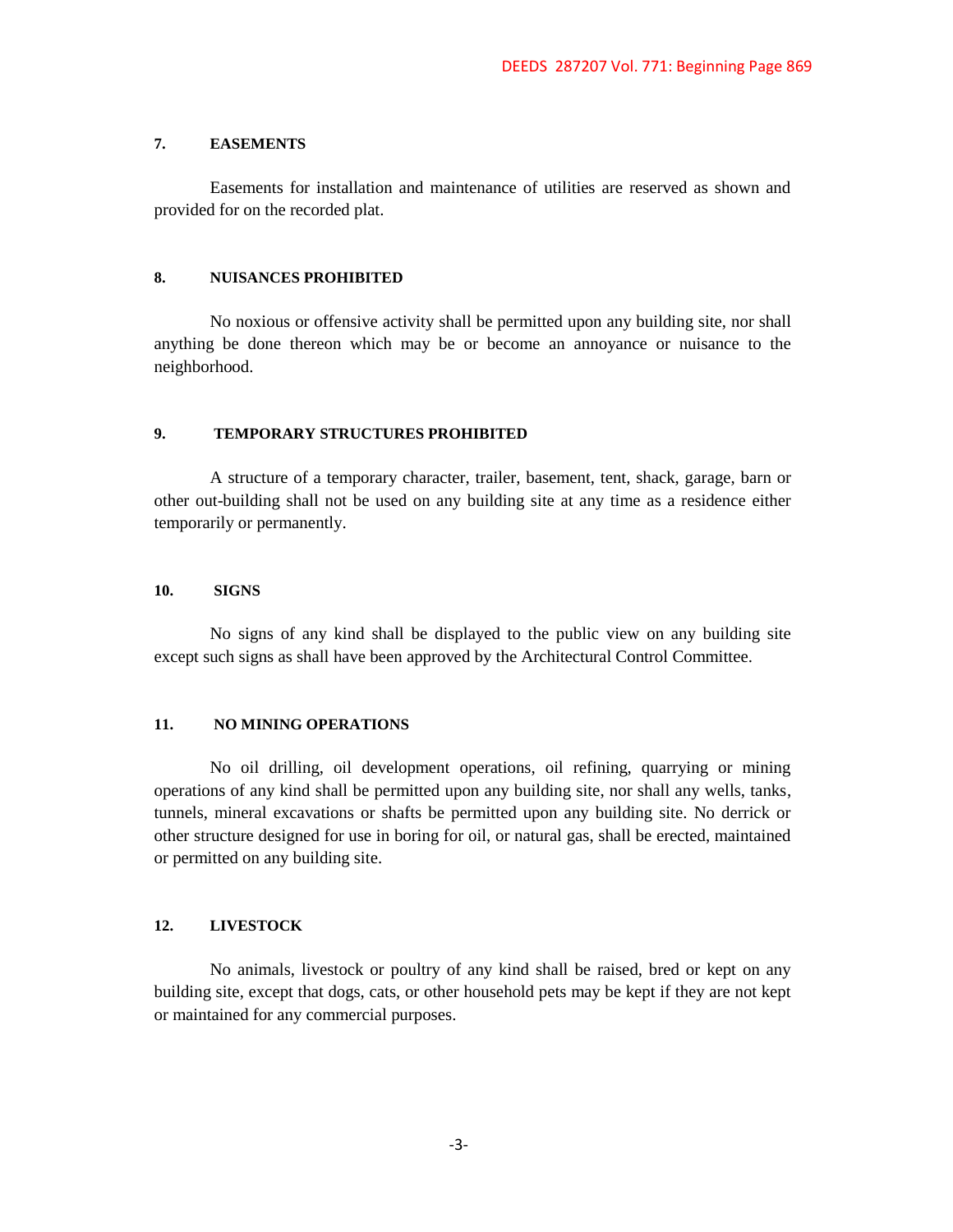### 7. EASEMENTS

Easements for installation and maintenance of utilities are reserved as shown and provided for on the recorded plat.

### 8. NUISANCES PROHIBITED

No noxious or offensive activity shall be permitted upon any building site, nor shall anything be done thereon which may be or become an annoyance or nuisance to the neighborhood.

### 9. TEMPORARY STRUCTURES PROHIBITED

A structure of a temporary character, trailer, basement, tent, shack, garage, barn or other out-building shall not be used on any building site at any time as a residence either temporarily or permanently.

### 10. SIGNS

No signs of any kind shall be displayed to the public view on any building site except such signs as shall have been approved by the Architectural Control Committee.

### 11. NO MINING OPERATIONS

No oil drilling, oil development operations, oil refining, quarrying or mining operations of any kind shall be permitted upon any building site, nor shall any wells, tanks, tunnels, mineral excavations or shafts be permitted upon any building site. No derrick or other structure designed for use in boring for oil, or natural gas, shall be erected, maintained or permitted on any building site.

### 12. LIVESTOCK

No animals, livestock or poultry of any kind shall be raised, bred or kept on any building site, except that dogs, cats, or other household pets may be kept if they are not kept or maintained for any commercial purposes.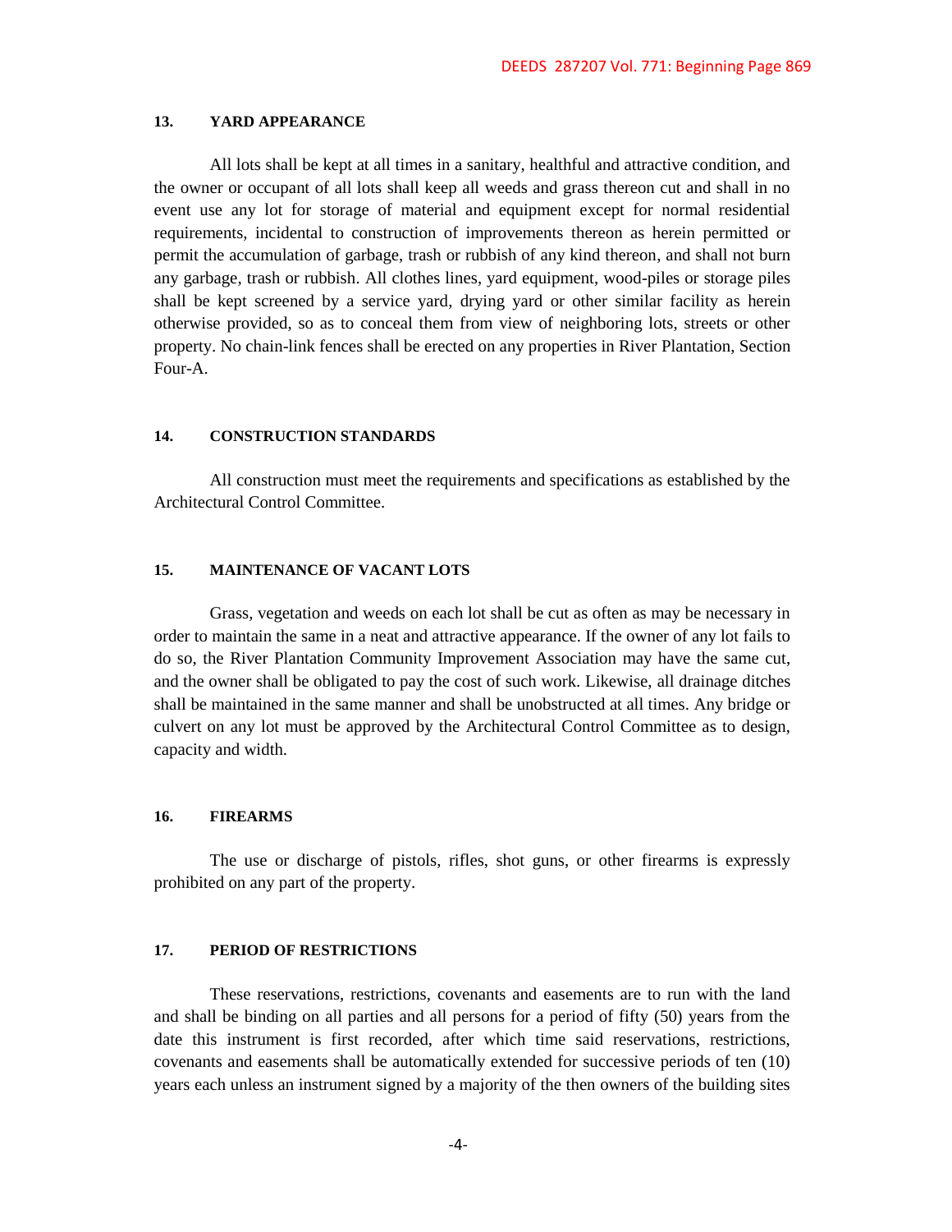**13. YARD APPEARANCE**

All lots shall be kept at all times in a sanitary, healthful and attractive condition, and the owner or occupant of all lots shall keep all weeds and grass thereon cut and shall in no event use any lot for storage of material and equipment except for normal residential requirements, incidental to construction of improvements thereon as herein permitted or permit the accumulation of garbage, trash or rubbish of any kind thereon, and shall not burn any garbage, trash or rubbish. All clothes lines, yard equipment, wood-piles or storage piles shall be kept screened by a service yard, drying yard or other similar facility as herein otherwise provided, so as to conceal them from view of neighboring lots, streets or other property. No chain-link fences shall be erected on any properties in River Plantation, Section Four-A.

**14. CONSTRUCTION STANDARDS**

All construction must meet the requirements and specifications as established by the Architectural Control Committee.

**15. MAINTENANCE OF VACANT LOTS**

Grass, vegetation and weeds on each lot shall be cut as often as may be necessary in order to maintain the same in a neat and attractive appearance. If the owner of any lot fails to do so, the River Plantation Community Improvement Association may have the same cut, and the owner shall be obligated to pay the cost of such work. Likewise, all drainage ditches shall be maintained in the same manner and shall be unobstructed at all times. Any bridge or culvert on any lot must be approved by the Architectural Control Committee as to design, capacity and width.

**16. FIREARMS**

The use or discharge of pistols, rifles, shot guns, or other firearms is expressly prohibited on any part of the property.

**17. PERIOD OF RESTRICTIONS**

These reservations, restrictions, covenants and easements are to run with the land and shall be binding on all parties and all persons for a period of fifty (50) years from the date this instrument is first recorded, after which time said reservations, restrictions, covenants and easements shall be automatically extended for successive periods of ten (10) years each unless an instrument signed by a majority of the then owners of the building sites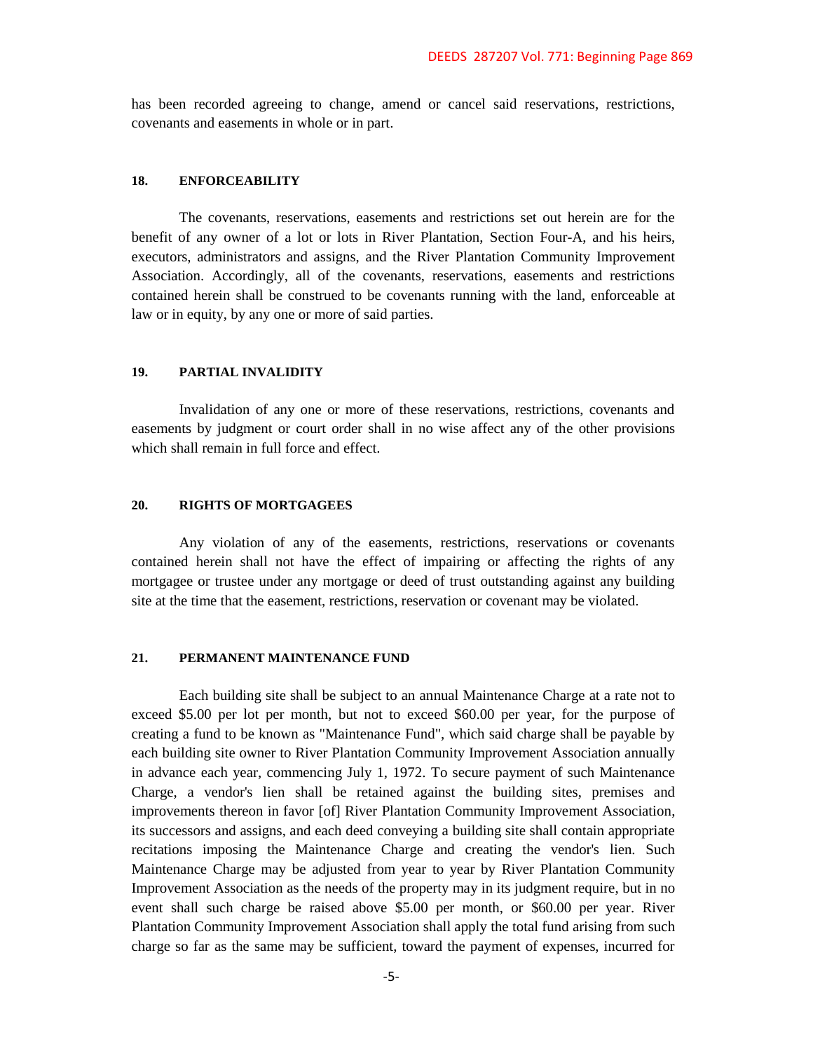has been recorded agreeing to change, amend or cancel said reservations, restrictions, covenants and easements in whole or in part.

**18. ENFORCEABILITY**

The covenants, reservations, easements and restrictions set out herein are for the benefit of any owner of a lot or lots in River Plantation, Section Four-A, and his heirs, executors, administrators and assigns, and the River Plantation Community Improvement Association. Accordingly, all of the covenants, reservations, easements and restrictions contained herein shall be construed to be covenants running with the land, enforceable at law or in equity, by any one or more of said parties.

**19. PARTIAL INVALIDITY**

Invalidation of any one or more of these reservations, restrictions, covenants and easements by judgment or court order shall in no wise affect any of the other provisions which shall remain in full force and effect.

**20. RIGHTS OF MORTGAGEES**

Any violation of any of the easements, restrictions, reservations or covenants contained herein shall not have the effect of impairing or affecting the rights of any mortgagee or trustee under any mortgage or deed of trust outstanding against any building site at the time that the easement, restrictions, reservation or covenant may be violated.

**21. PERMANENT MAINTENANCE FUND**

Each building site shall be subject to an annual Maintenance Charge at a rate not to exceed $5.00 per lot per month, but not to exceed $60.00 per year, for the purpose of creating a fund to be known as "Maintenance Fund", which said charge shall be payable by each building site owner to River Plantation Community Improvement Association annually in advance each year, commencing July 1, 1972. To secure payment of such Maintenance Charge, a vendor's lien shall be retained against the building sites, premises and improvements thereon in favor [of] River Plantation Community Improvement Association, its successors and assigns, and each deed conveying a building site shall contain appropriate recitations imposing the Maintenance Charge and creating the vendor's lien. Such Maintenance Charge may be adjusted from year to year by River Plantation Community Improvement Association as the needs of the property may in its judgment require, but in no event shall such charge be raised above $5.00 per month, or $60.00 per year. River Plantation Community Improvement Association shall apply the total fund arising from such charge so far as the same may be sufficient, toward the payment of expenses, incurred for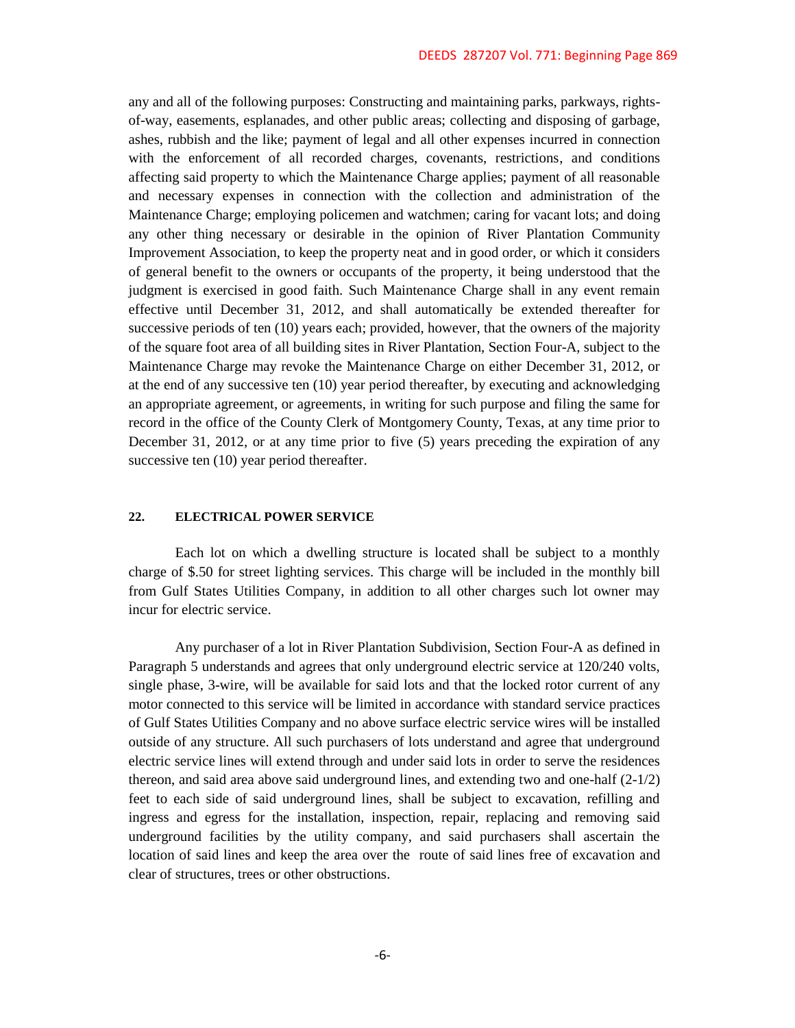any and all of the following purposes: Constructing and maintaining parks, parkways, rights-of-way, easements, esplanades, and other public areas; collecting and disposing of garbage, ashes, rubbish and the like; payment of legal and all other expenses incurred in connection with the enforcement of all recorded charges, covenants, restrictions, and conditions affecting said property to which the Maintenance Charge applies; payment of all reasonable and necessary expenses in connection with the collection and administration of the Maintenance Charge; employing policemen and watchmen; caring for vacant lots; and doing any other thing necessary or desirable in the opinion of River Plantation Community Improvement Association, to keep the property neat and in good order, or which it considers of general benefit to the owners or occupants of the property, it being understood that the judgment is exercised in good faith. Such Maintenance Charge shall in any event remain effective until December 31, 2012, and shall automatically be extended thereafter for successive periods of ten (10) years each; provided, however, that the owners of the majority of the square foot area of all building sites in River Plantation, Section Four-A, subject to the Maintenance Charge may revoke the Maintenance Charge on either December 31, 2012, or at the end of any successive ten (10) year period thereafter, by executing and acknowledging an appropriate agreement, or agreements, in writing for such purpose and filing the same for record in the office of the County Clerk of Montgomery County, Texas, at any time prior to December 31, 2012, or at any time prior to five (5) years preceding the expiration of any successive ten (10) year period thereafter.

**22. ELECTRICAL POWER SERVICE**

Each lot on which a dwelling structure is located shall be subject to a monthly charge of $.50 for street lighting services. This charge will be included in the monthly bill from Gulf States Utilities Company, in addition to all other charges such lot owner may incur for electric service.

Any purchaser of a lot in River Plantation Subdivision, Section Four-A as defined in Paragraph 5 understands and agrees that only underground electric service at 120/240 volts, single phase, 3-wire, will be available for said lots and that the locked rotor current of any motor connected to this service will be limited in accordance with standard service practices of Gulf States Utilities Company and no above surface electric service wires will be installed outside of any structure. All such purchasers of lots understand and agree that underground electric service lines will extend through and under said lots in order to serve the residences thereon, and said area above said underground lines, and extending two and one-half (2-1/2) feet to each side of said underground lines, shall be subject to excavation, refilling and ingress and egress for the installation, inspection, repair, replacing and removing said underground facilities by the utility company, and said purchasers shall ascertain the location of said lines and keep the area over the route of said lines free of excavation and clear of structures, trees or other obstructions.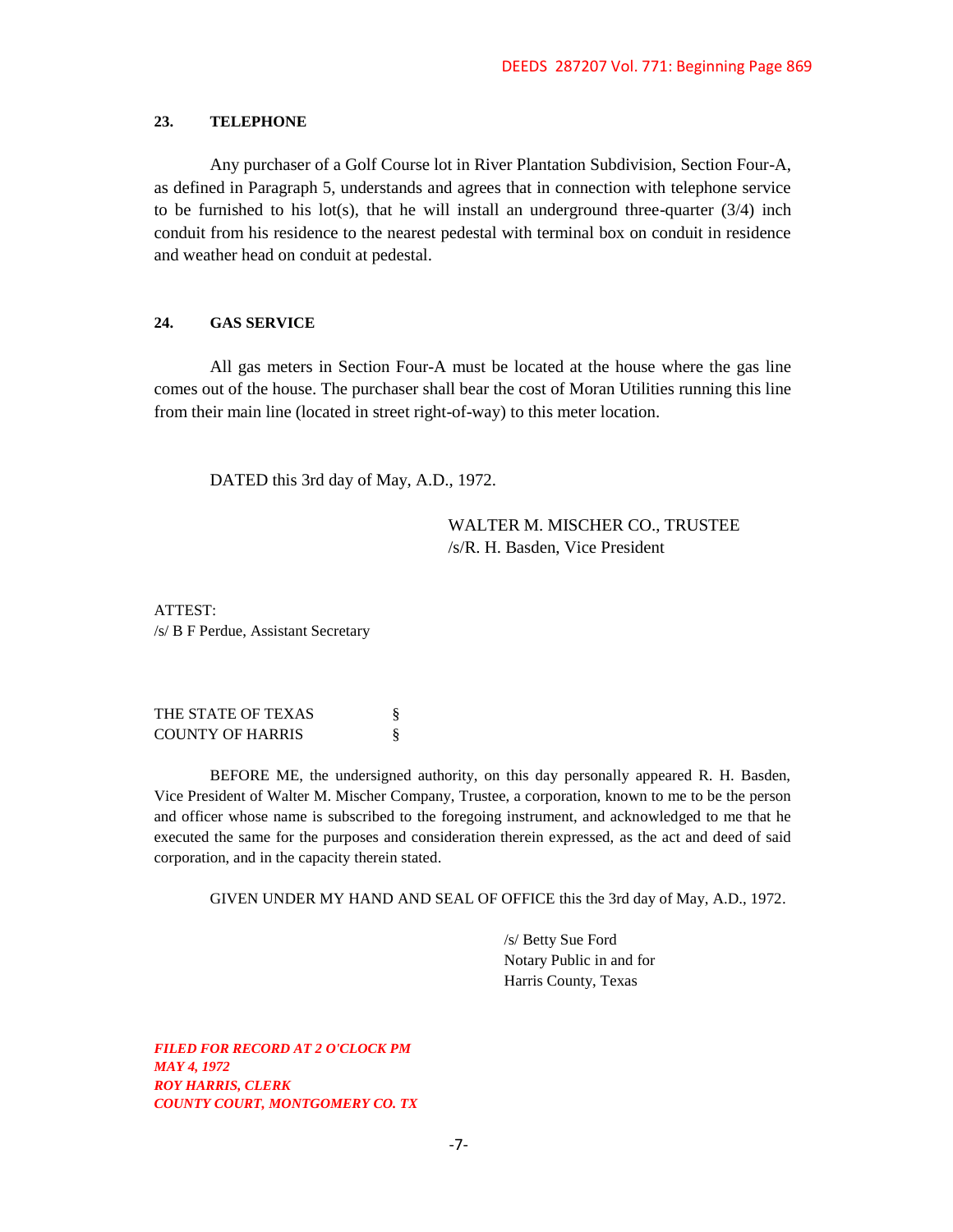### 23. TELEPHONE

Any purchaser of a Golf Course lot in River Plantation Subdivision, Section Four-A, as defined in Paragraph 5, understands and agrees that in connection with telephone service to be furnished to his lot(s), that he will install an underground three-quarter (3/4) inch conduit from his residence to the nearest pedestal with terminal box on conduit in residence and weather head on conduit at pedestal.

### 24. GAS SERVICE

All gas meters in Section Four-A must be located at the house where the gas line comes out of the house. The purchaser shall bear the cost of Moran Utilities running this line from their main line (located in street right-of-way) to this meter location.

DATED this 3rd day of May, A.D., 1972.

WALTER M. MISCHER CO., TRUSTEE
/s/R. H. Basden, Vice President

ATTEST:
/s/ B F Perdue, Assistant Secretary

THE STATE OF TEXAS §
COUNTY OF HARRIS §

BEFORE ME, the undersigned authority, on this day personally appeared R. H. Basden, Vice President of Walter M. Mischer Company, Trustee, a corporation, known to me to be the person and officer whose name is subscribed to the foregoing instrument, and acknowledged to me that he executed the same for the purposes and consideration therein expressed, as the act and deed of said corporation, and in the capacity therein stated.

GIVEN UNDER MY HAND AND SEAL OF OFFICE this the 3rd day of May, A.D., 1972.

/s/ Betty Sue Ford
Notary Public in and for
Harris County, Texas

***FILED FOR RECORD AT 2 O'CLOCK PM***
***MAY 4, 1972***
***ROY HARRIS, CLERK***
***COUNTY COURT, MONTGOMERY CO. TX***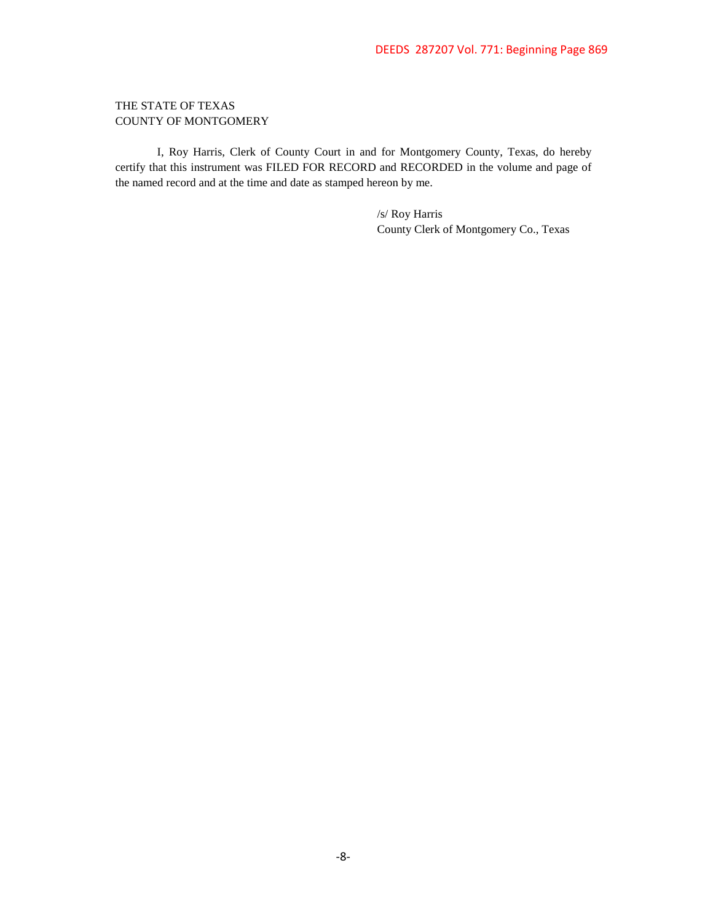DEEDS 287207 Vol. 771: Beginning Page 869

THE STATE OF TEXAS
COUNTY OF MONTGOMERY

I, Roy Harris, Clerk of County Court in and for Montgomery County, Texas, do hereby certify that this instrument was FILED FOR RECORD and RECORDED in the volume and page of the named record and at the time and date as stamped hereon by me.

/s/ Roy Harris
County Clerk of Montgomery Co., Texas